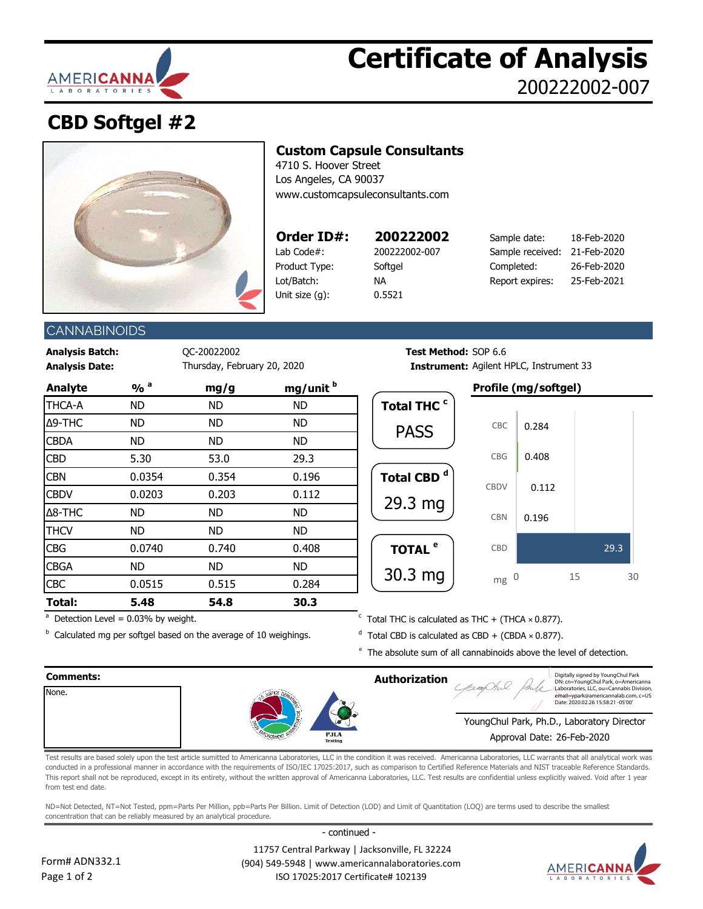# Certificate of Analysis

200222002-007

## CBD Softgel #2

**Custom Capsule Consultants**
4710 S. Hoover Street
Los Angeles, CA 90037
www.customcapsuleconsultants.com

| **Order ID#:** | **200222002** | Sample date: | 18-Feb-2020 |
|---|---|---|---|
| Lab Code#: | 200222002-007 | Sample received: | 21-Feb-2020 |
| Product Type: | Softgel | Completed: | 26-Feb-2020 |
| Lot/Batch: | NA | Report expires: | 25-Feb-2021 |
| Unit size (g): | 0.5521 | | |

## CANNABINOIDS

**Analysis Batch:** QC-20022002
**Analysis Date:** Thursday, February 20, 2020
**Test Method:** SOP 6.6
**Instrument:** Agilent HPLC, Instrument 33

| Analyte | % [a] | mg/g | mg/unit [b] |
|---|---|---|---|
| THCA-A | ND | ND | ND |
| Δ9-THC | ND | ND | ND |
| CBDA | ND | ND | ND |
| CBD | 5.30 | 53.0 | 29.3 |
| CBN | 0.0354 | 0.354 | 0.196 |
| CBDV | 0.0203 | 0.203 | 0.112 |
| Δ8-THC | ND | ND | ND |
| THCV | ND | ND | ND |
| CBG | 0.0740 | 0.740 | 0.408 |
| CBGA | ND | ND | ND |
| CBC | 0.0515 | 0.515 | 0.284 |
| **Total:** | **5.48** | **54.8** | **30.3** |

**Total THC [c]:** PASS

**Total CBD [d]:** 29.3 mg

**TOTAL [e]:** 30.3 mg

**Profile (mg/softgel)**

| Analyte | mg |
|---|---|
| CBC | 0.284 |
| CBG | 0.408 |
| CBDV | 0.112 |
| CBN | 0.196 |
| CBD | 29.3 |

[a] Detection Level = 0.03% by weight.

[b] Calculated mg per softgel based on the average of 10 weighings.

[c] Total THC is calculated as THC + (THCA × 0.877).

[d] Total CBD is calculated as CBD + (CBDA × 0.877).

[e] The absolute sum of all cannabinoids above the level of detection.

**Comments:**
None.

**Authorization**

Digitally signed by YoungChul Park
DN: cn=YoungChul Park, o=Americanna Laboratories, LLC, ou=Cannabis Division, email=ypark@americannalab.com, c=US
Date: 2020.02.26 15:58:21 -05'00'

YoungChul Park, Ph.D., Laboratory Director
Approval Date: 26-Feb-2020

Test results are based solely upon the test article sumitted to Americanna Laboratories, LLC in the condition it was received. Americanna Laboratories, LLC warrants that all analytical work was conducted in a professional manner in accordance with the requirements of ISO/IEC 17025:2017, such as comparison to Certified Reference Materials and NIST traceable Reference Standards. This report shall not be reproduced, except in its entirety, without the written approval of Americanna Laboratories, LLC. Test results are confidential unless explicitly waived. Void after 1 year from test end date.

ND=Not Detected, NT=Not Tested, ppm=Parts Per Million, ppb=Parts Per Billion. Limit of Detection (LOD) and Limit of Quantitation (LOQ) are terms used to describe the smallest concentration that can be reliably measured by an analytical procedure.

- continued -

11757 Central Parkway | Jacksonville, FL 32224
(904) 549-5948 | www.americannalaboratories.com
ISO 17025:2017 Certificate# 102139

Form# ADN332.1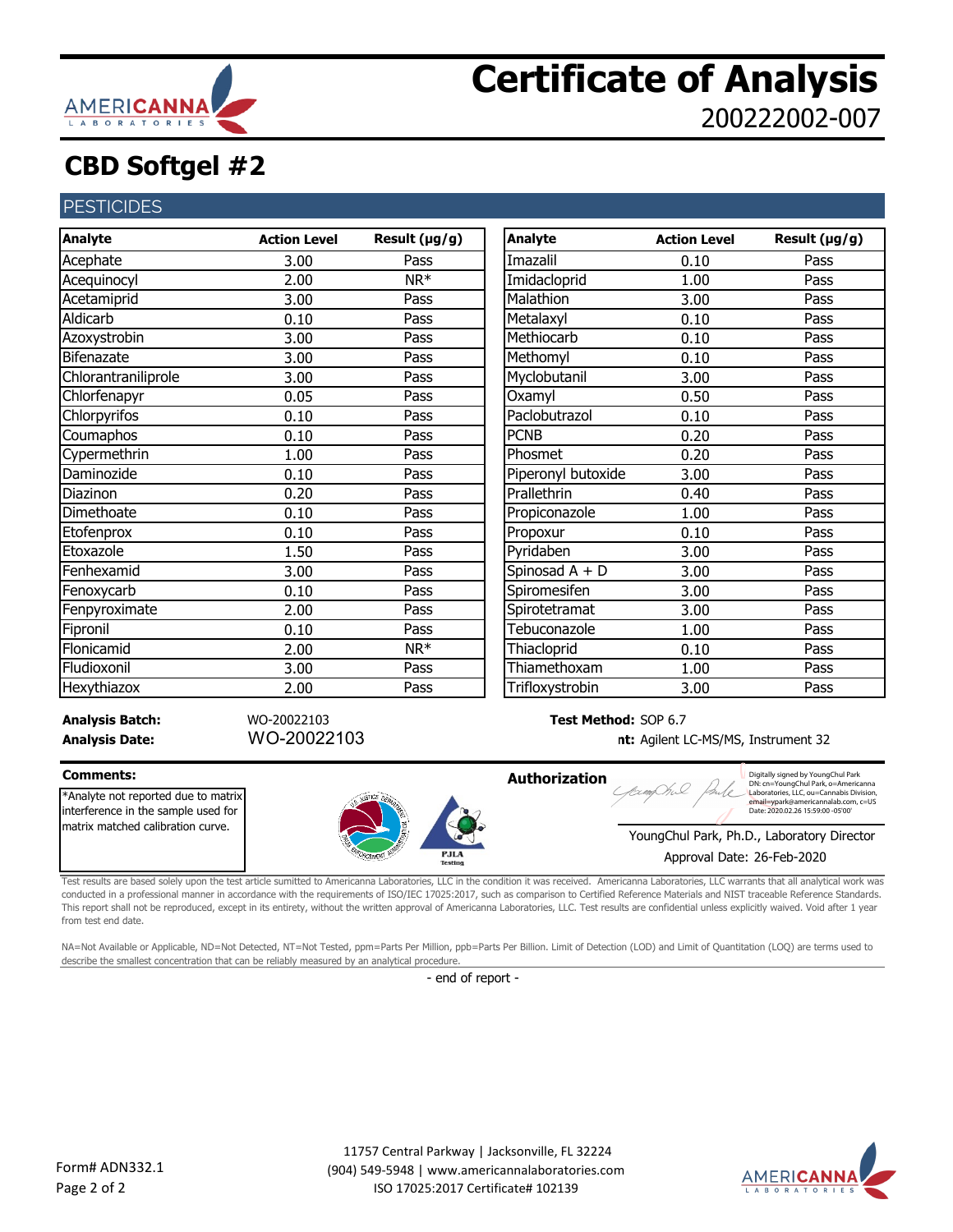# Certificate of Analysis

200222002-007

## CBD Softgel #2

### PESTICIDES

| Analyte | Action Level | Result (µg/g) |
|---|---|---|
| Acephate | 3.00 | Pass |
| Acequinocyl | 2.00 | NR* |
| Acetamiprid | 3.00 | Pass |
| Aldicarb | 0.10 | Pass |
| Azoxystrobin | 3.00 | Pass |
| Bifenazate | 3.00 | Pass |
| Chlorantraniliprole | 3.00 | Pass |
| Chlorfenapyr | 0.05 | Pass |
| Chlorpyrifos | 0.10 | Pass |
| Coumaphos | 0.10 | Pass |
| Cypermethrin | 1.00 | Pass |
| Daminozide | 0.10 | Pass |
| Diazinon | 0.20 | Pass |
| Dimethoate | 0.10 | Pass |
| Etofenprox | 0.10 | Pass |
| Etoxazole | 1.50 | Pass |
| Fenhexamid | 3.00 | Pass |
| Fenoxycarb | 0.10 | Pass |
| Fenpyroximate | 2.00 | Pass |
| Fipronil | 0.10 | Pass |
| Flonicamid | 2.00 | NR* |
| Fludioxonil | 3.00 | Pass |
| Hexythiazox | 2.00 | Pass |

| Analyte | Action Level | Result (µg/g) |
|---|---|---|
| Imazalil | 0.10 | Pass |
| Imidacloprid | 1.00 | Pass |
| Malathion | 3.00 | Pass |
| Metalaxyl | 0.10 | Pass |
| Methiocarb | 0.10 | Pass |
| Methomyl | 0.10 | Pass |
| Myclobutanil | 3.00 | Pass |
| Oxamyl | 0.50 | Pass |
| Paclobutrazol | 0.10 | Pass |
| PCNB | 0.20 | Pass |
| Phosmet | 0.20 | Pass |
| Piperonyl butoxide | 3.00 | Pass |
| Prallethrin | 0.40 | Pass |
| Propiconazole | 1.00 | Pass |
| Propoxur | 0.10 | Pass |
| Pyridaben | 3.00 | Pass |
| Spinosad A + D | 3.00 | Pass |
| Spiromesifen | 3.00 | Pass |
| Spirotetramat | 3.00 | Pass |
| Tebuconazole | 1.00 | Pass |
| Thiacloprid | 0.10 | Pass |
| Thiamethoxam | 1.00 | Pass |
| Trifloxystrobin | 3.00 | Pass |

**Analysis Batch:** WO-20022103

**Analysis Date:** WO-20022103

**Test Method:** SOP 6.7

**nt:** Agilent LC-MS/MS, Instrument 32

**Comments:**

*Analyte not reported due to matrix interference in the sample used for matrix matched calibration curve.

**Authorization**

Digitally signed by YoungChul Park
DN: cn=YoungChul Park, o=Americanna Laboratories, LLC, ou=Cannabis Division, email=ypark@americannalab.com, c=US
Date: 2020.02.26 15:59:00 -05'00'

YoungChul Park, Ph.D., Laboratory Director

Approval Date: 26-Feb-2020

Test results are based solely upon the test article sumitted to Americanna Laboratories, LLC in the condition it was received. Americanna Laboratories, LLC warrants that all analytical work was conducted in a professional manner in accordance with the requirements of ISO/IEC 17025:2017, such as comparison to Certified Reference Materials and NIST traceable Reference Standards. This report shall not be reproduced, except in its entirety, without the written approval of Americanna Laboratories, LLC. Test results are confidential unless explicitly waived. Void after 1 year from test end date.

NA=Not Available or Applicable, ND=Not Detected, NT=Not Tested, ppm=Parts Per Million, ppb=Parts Per Billion. Limit of Detection (LOD) and Limit of Quantitation (LOQ) are terms used to describe the smallest concentration that can be reliably measured by an analytical procedure.

- end of report -

Form# ADN332.1

11757 Central Parkway | Jacksonville, FL 32224
(904) 549-5948 | www.americannalaboratories.com
ISO 17025:2017 Certificate# 102139